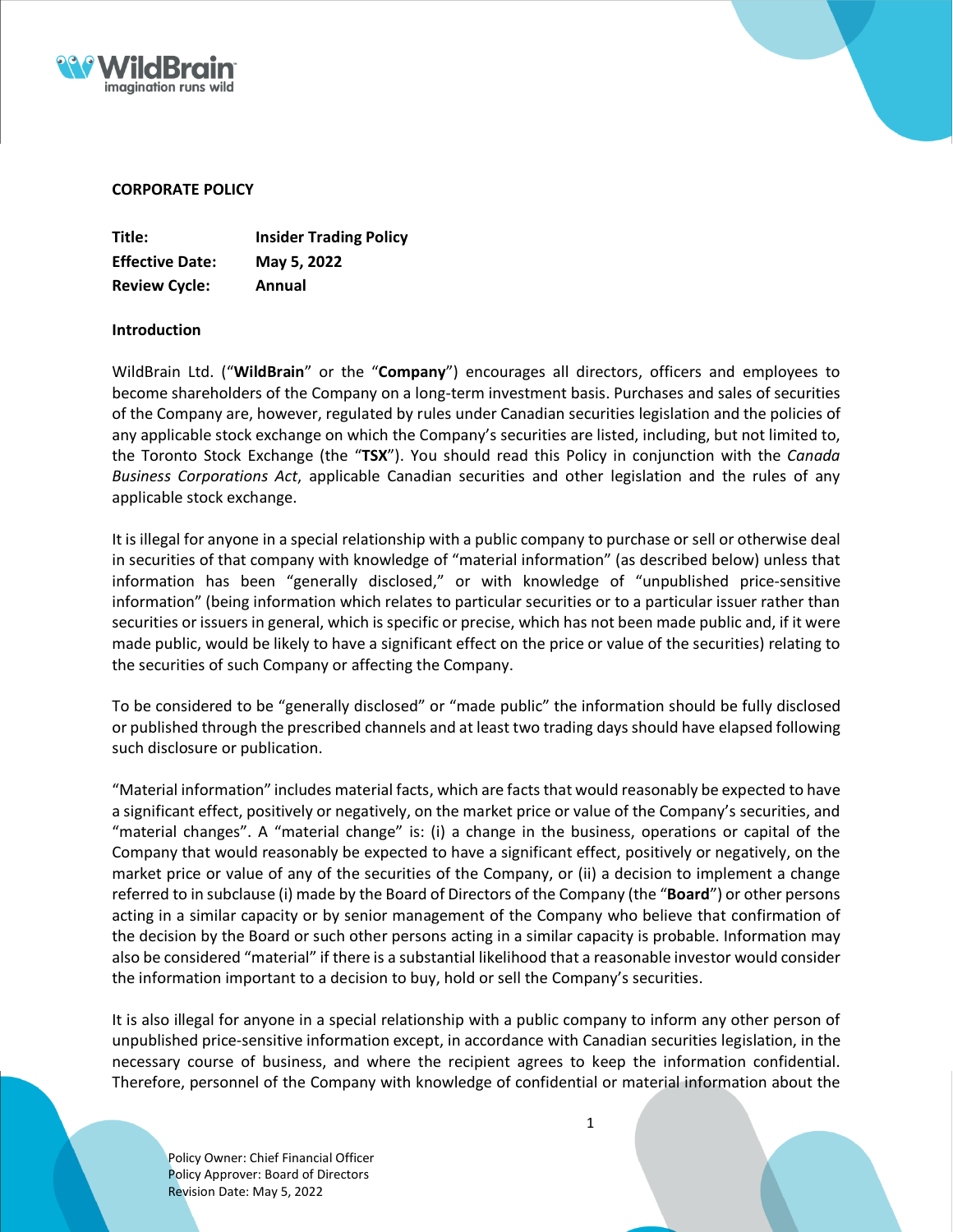**CORPORATE POLICY**

| | |
|---|---|
| **Title:** | **Insider Trading Policy** |
| **Effective Date:** | **May 5, 2022** |
| **Review Cycle:** | **Annual** |

**Introduction**

WildBrain Ltd. ("**WildBrain**" or the "**Company**") encourages all directors, officers and employees to become shareholders of the Company on a long-term investment basis. Purchases and sales of securities of the Company are, however, regulated by rules under Canadian securities legislation and the policies of any applicable stock exchange on which the Company's securities are listed, including, but not limited to, the Toronto Stock Exchange (the "**TSX**"). You should read this Policy in conjunction with the *Canada Business Corporations Act*, applicable Canadian securities and other legislation and the rules of any applicable stock exchange.

It is illegal for anyone in a special relationship with a public company to purchase or sell or otherwise deal in securities of that company with knowledge of "material information" (as described below) unless that information has been "generally disclosed," or with knowledge of "unpublished price-sensitive information" (being information which relates to particular securities or to a particular issuer rather than securities or issuers in general, which is specific or precise, which has not been made public and, if it were made public, would be likely to have a significant effect on the price or value of the securities) relating to the securities of such Company or affecting the Company.

To be considered to be "generally disclosed" or "made public" the information should be fully disclosed or published through the prescribed channels and at least two trading days should have elapsed following such disclosure or publication.

"Material information" includes material facts, which are facts that would reasonably be expected to have a significant effect, positively or negatively, on the market price or value of the Company's securities, and "material changes". A "material change" is: (i) a change in the business, operations or capital of the Company that would reasonably be expected to have a significant effect, positively or negatively, on the market price or value of any of the securities of the Company, or (ii) a decision to implement a change referred to in subclause (i) made by the Board of Directors of the Company (the "**Board**") or other persons acting in a similar capacity or by senior management of the Company who believe that confirmation of the decision by the Board or such other persons acting in a similar capacity is probable. Information may also be considered "material" if there is a substantial likelihood that a reasonable investor would consider the information important to a decision to buy, hold or sell the Company's securities.

It is also illegal for anyone in a special relationship with a public company to inform any other person of unpublished price-sensitive information except, in accordance with Canadian securities legislation, in the necessary course of business, and where the recipient agrees to keep the information confidential. Therefore, personnel of the Company with knowledge of confidential or material information about the

Policy Owner: Chief Financial Officer
Policy Approver: Board of Directors
Revision Date: May 5, 2022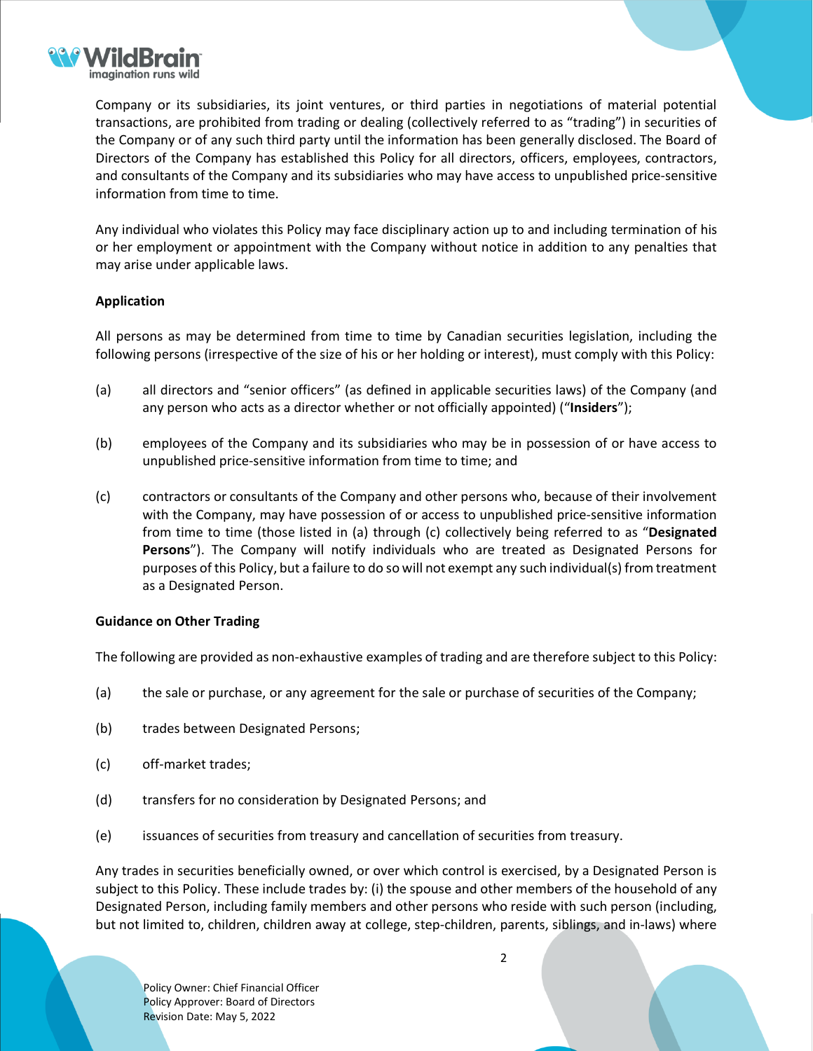Company or its subsidiaries, its joint ventures, or third parties in negotiations of material potential transactions, are prohibited from trading or dealing (collectively referred to as "trading") in securities of the Company or of any such third party until the information has been generally disclosed. The Board of Directors of the Company has established this Policy for all directors, officers, employees, contractors, and consultants of the Company and its subsidiaries who may have access to unpublished price-sensitive information from time to time.

Any individual who violates this Policy may face disciplinary action up to and including termination of his or her employment or appointment with the Company without notice in addition to any penalties that may arise under applicable laws.

**Application**

All persons as may be determined from time to time by Canadian securities legislation, including the following persons (irrespective of the size of his or her holding or interest), must comply with this Policy:

(a) all directors and "senior officers" (as defined in applicable securities laws) of the Company (and any person who acts as a director whether or not officially appointed) ("**Insiders**");

(b) employees of the Company and its subsidiaries who may be in possession of or have access to unpublished price-sensitive information from time to time; and

(c) contractors or consultants of the Company and other persons who, because of their involvement with the Company, may have possession of or access to unpublished price-sensitive information from time to time (those listed in (a) through (c) collectively being referred to as "**Designated Persons**"). The Company will notify individuals who are treated as Designated Persons for purposes of this Policy, but a failure to do so will not exempt any such individual(s) from treatment as a Designated Person.

**Guidance on Other Trading**

The following are provided as non-exhaustive examples of trading and are therefore subject to this Policy:

(a) the sale or purchase, or any agreement for the sale or purchase of securities of the Company;

(b) trades between Designated Persons;

(c) off-market trades;

(d) transfers for no consideration by Designated Persons; and

(e) issuances of securities from treasury and cancellation of securities from treasury.

Any trades in securities beneficially owned, or over which control is exercised, by a Designated Person is subject to this Policy. These include trades by: (i) the spouse and other members of the household of any Designated Person, including family members and other persons who reside with such person (including, but not limited to, children, children away at college, step-children, parents, siblings, and in-laws) where

Policy Owner: Chief Financial Officer
Policy Approver: Board of Directors
Revision Date: May 5, 2022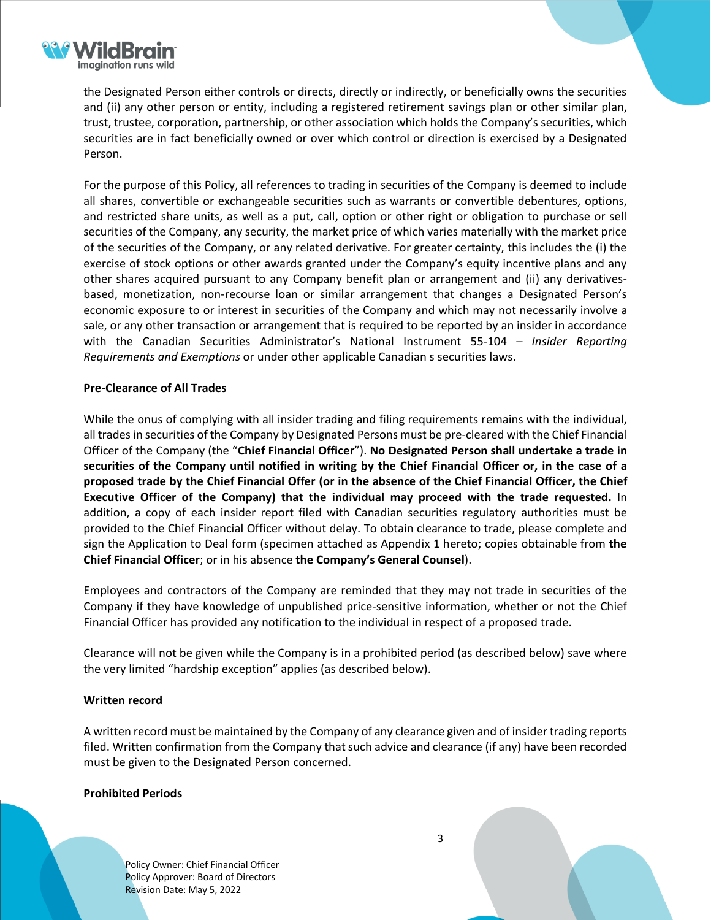the Designated Person either controls or directs, directly or indirectly, or beneficially owns the securities and (ii) any other person or entity, including a registered retirement savings plan or other similar plan, trust, trustee, corporation, partnership, or other association which holds the Company's securities, which securities are in fact beneficially owned or over which control or direction is exercised by a Designated Person.

For the purpose of this Policy, all references to trading in securities of the Company is deemed to include all shares, convertible or exchangeable securities such as warrants or convertible debentures, options, and restricted share units, as well as a put, call, option or other right or obligation to purchase or sell securities of the Company, any security, the market price of which varies materially with the market price of the securities of the Company, or any related derivative. For greater certainty, this includes the (i) the exercise of stock options or other awards granted under the Company's equity incentive plans and any other shares acquired pursuant to any Company benefit plan or arrangement and (ii) any derivatives-based, monetization, non-recourse loan or similar arrangement that changes a Designated Person's economic exposure to or interest in securities of the Company and which may not necessarily involve a sale, or any other transaction or arrangement that is required to be reported by an insider in accordance with the Canadian Securities Administrator's National Instrument 55-104 – *Insider Reporting Requirements and Exemptions* or under other applicable Canadian s securities laws.

**Pre-Clearance of All Trades**

While the onus of complying with all insider trading and filing requirements remains with the individual, all trades in securities of the Company by Designated Persons must be pre-cleared with the Chief Financial Officer of the Company (the "**Chief Financial Officer**"). **No Designated Person shall undertake a trade in securities of the Company until notified in writing by the Chief Financial Officer or, in the case of a proposed trade by the Chief Financial Offer (or in the absence of the Chief Financial Officer, the Chief Executive Officer of the Company) that the individual may proceed with the trade requested.** In addition, a copy of each insider report filed with Canadian securities regulatory authorities must be provided to the Chief Financial Officer without delay. To obtain clearance to trade, please complete and sign the Application to Deal form (specimen attached as Appendix 1 hereto; copies obtainable from **the Chief Financial Officer**; or in his absence **the Company's General Counsel**).

Employees and contractors of the Company are reminded that they may not trade in securities of the Company if they have knowledge of unpublished price-sensitive information, whether or not the Chief Financial Officer has provided any notification to the individual in respect of a proposed trade.

Clearance will not be given while the Company is in a prohibited period (as described below) save where the very limited "hardship exception" applies (as described below).

**Written record**

A written record must be maintained by the Company of any clearance given and of insider trading reports filed. Written confirmation from the Company that such advice and clearance (if any) have been recorded must be given to the Designated Person concerned.

**Prohibited Periods**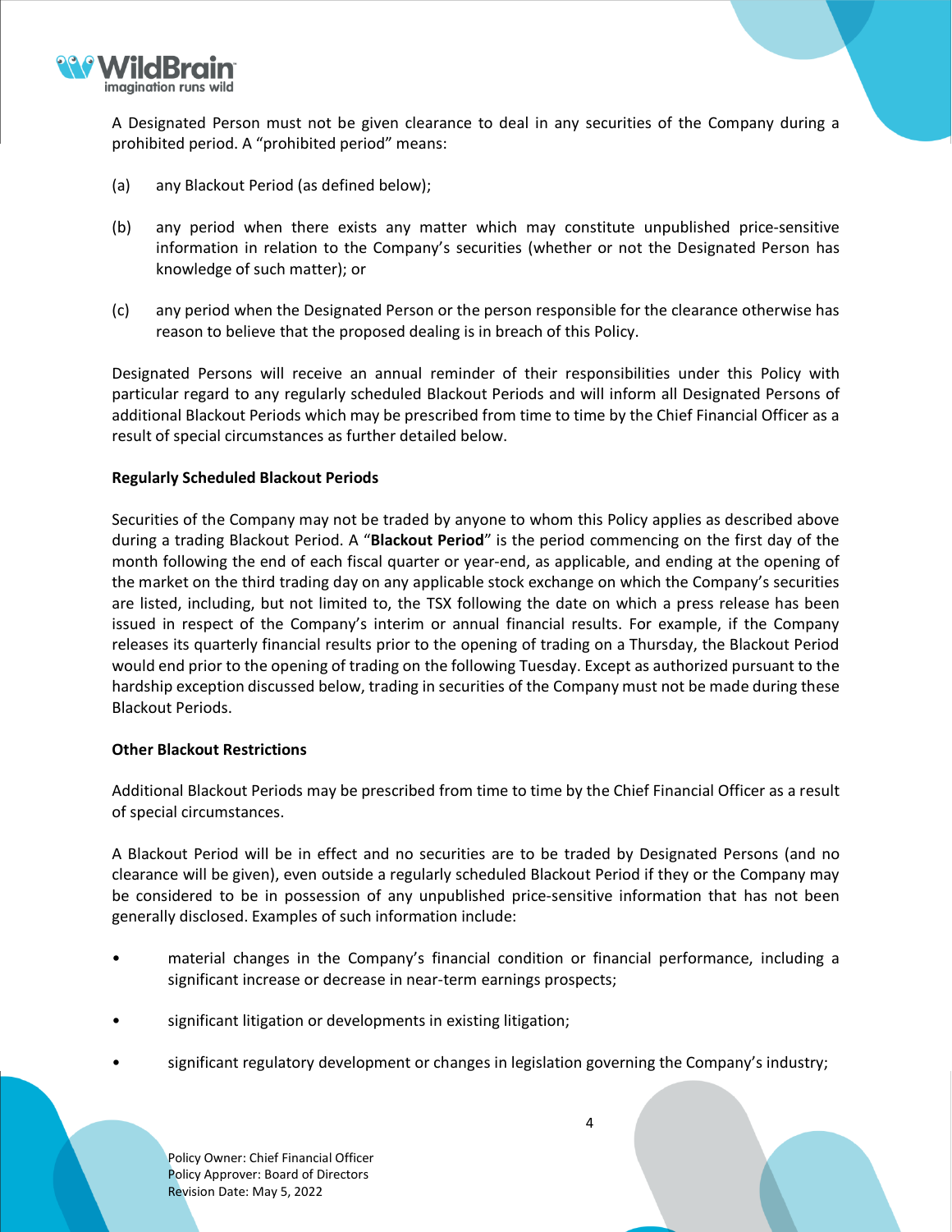A Designated Person must not be given clearance to deal in any securities of the Company during a prohibited period. A "prohibited period" means:

(a) any Blackout Period (as defined below);

(b) any period when there exists any matter which may constitute unpublished price-sensitive information in relation to the Company's securities (whether or not the Designated Person has knowledge of such matter); or

(c) any period when the Designated Person or the person responsible for the clearance otherwise has reason to believe that the proposed dealing is in breach of this Policy.

Designated Persons will receive an annual reminder of their responsibilities under this Policy with particular regard to any regularly scheduled Blackout Periods and will inform all Designated Persons of additional Blackout Periods which may be prescribed from time to time by the Chief Financial Officer as a result of special circumstances as further detailed below.

**Regularly Scheduled Blackout Periods**

Securities of the Company may not be traded by anyone to whom this Policy applies as described above during a trading Blackout Period. A "**Blackout Period**" is the period commencing on the first day of the month following the end of each fiscal quarter or year-end, as applicable, and ending at the opening of the market on the third trading day on any applicable stock exchange on which the Company's securities are listed, including, but not limited to, the TSX following the date on which a press release has been issued in respect of the Company's interim or annual financial results. For example, if the Company releases its quarterly financial results prior to the opening of trading on a Thursday, the Blackout Period would end prior to the opening of trading on the following Tuesday. Except as authorized pursuant to the hardship exception discussed below, trading in securities of the Company must not be made during these Blackout Periods.

**Other Blackout Restrictions**

Additional Blackout Periods may be prescribed from time to time by the Chief Financial Officer as a result of special circumstances.

A Blackout Period will be in effect and no securities are to be traded by Designated Persons (and no clearance will be given), even outside a regularly scheduled Blackout Period if they or the Company may be considered to be in possession of any unpublished price-sensitive information that has not been generally disclosed. Examples of such information include:

- material changes in the Company's financial condition or financial performance, including a significant increase or decrease in near-term earnings prospects;
- significant litigation or developments in existing litigation;
- significant regulatory development or changes in legislation governing the Company's industry;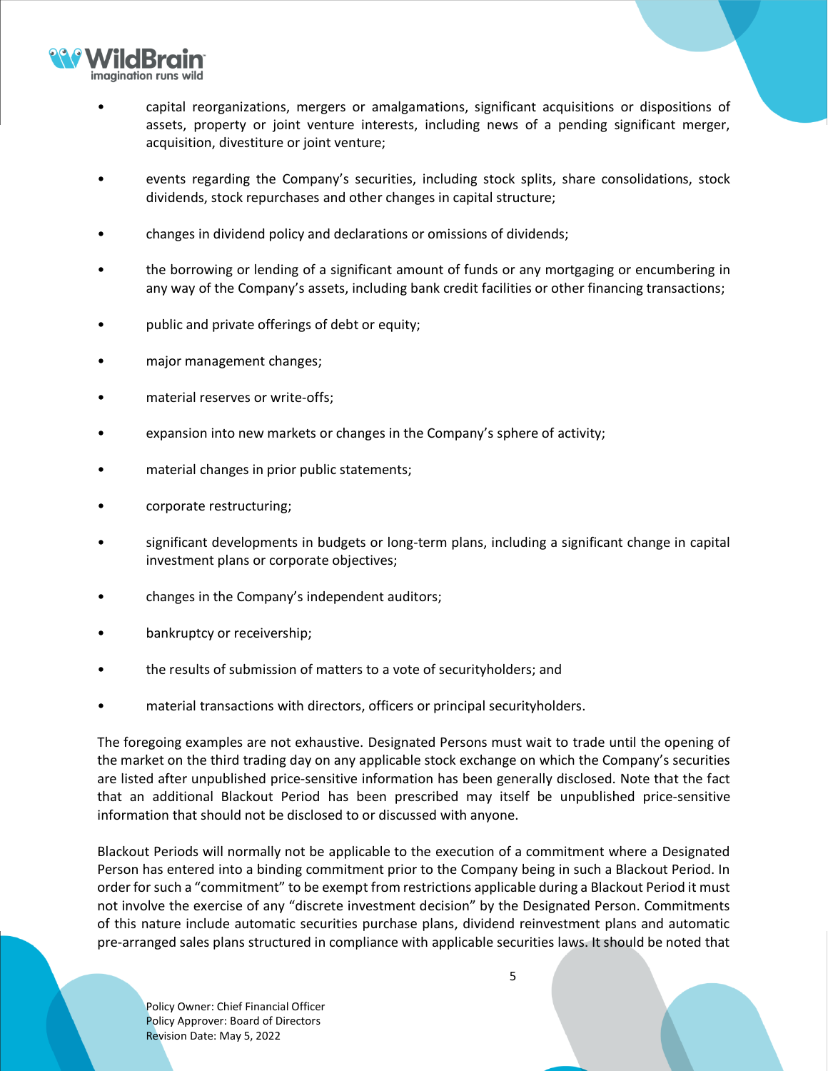- capital reorganizations, mergers or amalgamations, significant acquisitions or dispositions of assets, property or joint venture interests, including news of a pending significant merger, acquisition, divestiture or joint venture;
- events regarding the Company's securities, including stock splits, share consolidations, stock dividends, stock repurchases and other changes in capital structure;
- changes in dividend policy and declarations or omissions of dividends;
- the borrowing or lending of a significant amount of funds or any mortgaging or encumbering in any way of the Company's assets, including bank credit facilities or other financing transactions;
- public and private offerings of debt or equity;
- major management changes;
- material reserves or write-offs;
- expansion into new markets or changes in the Company's sphere of activity;
- material changes in prior public statements;
- corporate restructuring;
- significant developments in budgets or long-term plans, including a significant change in capital investment plans or corporate objectives;
- changes in the Company's independent auditors;
- bankruptcy or receivership;
- the results of submission of matters to a vote of securityholders; and
- material transactions with directors, officers or principal securityholders.

The foregoing examples are not exhaustive. Designated Persons must wait to trade until the opening of the market on the third trading day on any applicable stock exchange on which the Company's securities are listed after unpublished price-sensitive information has been generally disclosed. Note that the fact that an additional Blackout Period has been prescribed may itself be unpublished price-sensitive information that should not be disclosed to or discussed with anyone.

Blackout Periods will normally not be applicable to the execution of a commitment where a Designated Person has entered into a binding commitment prior to the Company being in such a Blackout Period. In order for such a "commitment" to be exempt from restrictions applicable during a Blackout Period it must not involve the exercise of any "discrete investment decision" by the Designated Person. Commitments of this nature include automatic securities purchase plans, dividend reinvestment plans and automatic pre-arranged sales plans structured in compliance with applicable securities laws. It should be noted that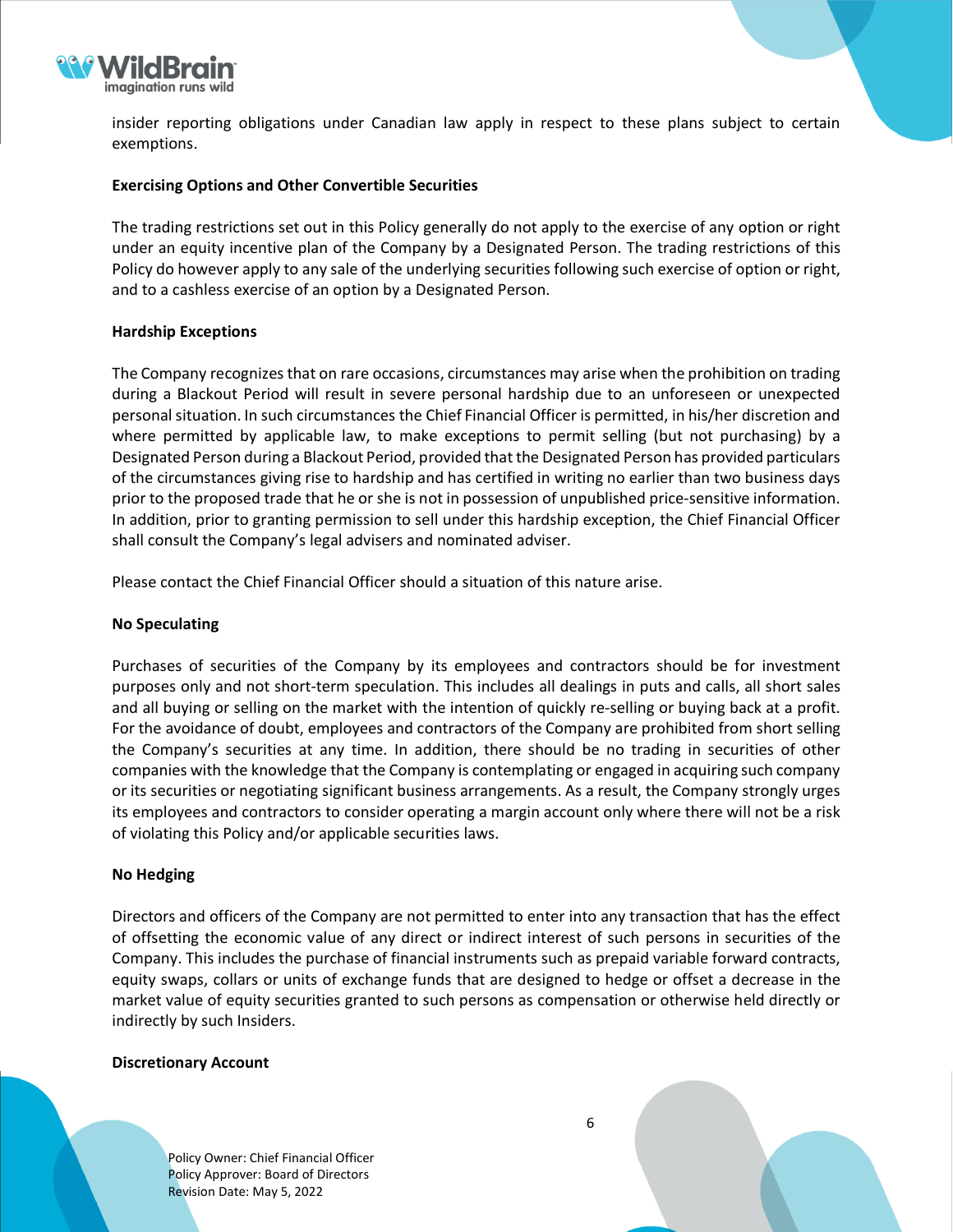insider reporting obligations under Canadian law apply in respect to these plans subject to certain exemptions.

**Exercising Options and Other Convertible Securities**

The trading restrictions set out in this Policy generally do not apply to the exercise of any option or right under an equity incentive plan of the Company by a Designated Person. The trading restrictions of this Policy do however apply to any sale of the underlying securities following such exercise of option or right, and to a cashless exercise of an option by a Designated Person.

**Hardship Exceptions**

The Company recognizes that on rare occasions, circumstances may arise when the prohibition on trading during a Blackout Period will result in severe personal hardship due to an unforeseen or unexpected personal situation. In such circumstances the Chief Financial Officer is permitted, in his/her discretion and where permitted by applicable law, to make exceptions to permit selling (but not purchasing) by a Designated Person during a Blackout Period, provided that the Designated Person has provided particulars of the circumstances giving rise to hardship and has certified in writing no earlier than two business days prior to the proposed trade that he or she is not in possession of unpublished price-sensitive information. In addition, prior to granting permission to sell under this hardship exception, the Chief Financial Officer shall consult the Company's legal advisers and nominated adviser.

Please contact the Chief Financial Officer should a situation of this nature arise.

**No Speculating**

Purchases of securities of the Company by its employees and contractors should be for investment purposes only and not short-term speculation. This includes all dealings in puts and calls, all short sales and all buying or selling on the market with the intention of quickly re-selling or buying back at a profit. For the avoidance of doubt, employees and contractors of the Company are prohibited from short selling the Company's securities at any time. In addition, there should be no trading in securities of other companies with the knowledge that the Company is contemplating or engaged in acquiring such company or its securities or negotiating significant business arrangements. As a result, the Company strongly urges its employees and contractors to consider operating a margin account only where there will not be a risk of violating this Policy and/or applicable securities laws.

**No Hedging**

Directors and officers of the Company are not permitted to enter into any transaction that has the effect of offsetting the economic value of any direct or indirect interest of such persons in securities of the Company. This includes the purchase of financial instruments such as prepaid variable forward contracts, equity swaps, collars or units of exchange funds that are designed to hedge or offset a decrease in the market value of equity securities granted to such persons as compensation or otherwise held directly or indirectly by such Insiders.

**Discretionary Account**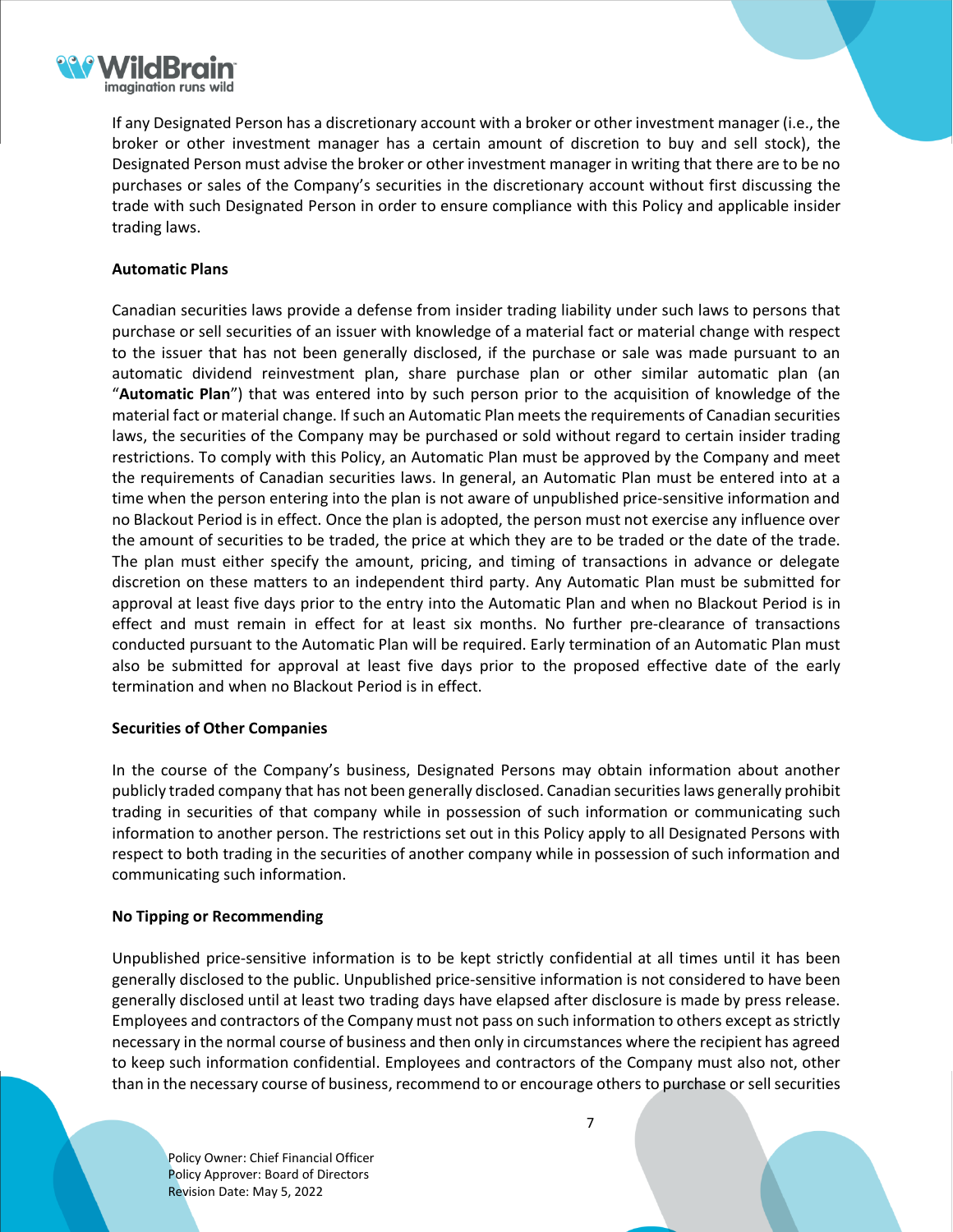If any Designated Person has a discretionary account with a broker or other investment manager (i.e., the broker or other investment manager has a certain amount of discretion to buy and sell stock), the Designated Person must advise the broker or other investment manager in writing that there are to be no purchases or sales of the Company's securities in the discretionary account without first discussing the trade with such Designated Person in order to ensure compliance with this Policy and applicable insider trading laws.

**Automatic Plans**

Canadian securities laws provide a defense from insider trading liability under such laws to persons that purchase or sell securities of an issuer with knowledge of a material fact or material change with respect to the issuer that has not been generally disclosed, if the purchase or sale was made pursuant to an automatic dividend reinvestment plan, share purchase plan or other similar automatic plan (an "**Automatic Plan**") that was entered into by such person prior to the acquisition of knowledge of the material fact or material change. If such an Automatic Plan meets the requirements of Canadian securities laws, the securities of the Company may be purchased or sold without regard to certain insider trading restrictions. To comply with this Policy, an Automatic Plan must be approved by the Company and meet the requirements of Canadian securities laws. In general, an Automatic Plan must be entered into at a time when the person entering into the plan is not aware of unpublished price-sensitive information and no Blackout Period is in effect. Once the plan is adopted, the person must not exercise any influence over the amount of securities to be traded, the price at which they are to be traded or the date of the trade. The plan must either specify the amount, pricing, and timing of transactions in advance or delegate discretion on these matters to an independent third party. Any Automatic Plan must be submitted for approval at least five days prior to the entry into the Automatic Plan and when no Blackout Period is in effect and must remain in effect for at least six months. No further pre-clearance of transactions conducted pursuant to the Automatic Plan will be required. Early termination of an Automatic Plan must also be submitted for approval at least five days prior to the proposed effective date of the early termination and when no Blackout Period is in effect.

**Securities of Other Companies**

In the course of the Company's business, Designated Persons may obtain information about another publicly traded company that has not been generally disclosed. Canadian securities laws generally prohibit trading in securities of that company while in possession of such information or communicating such information to another person. The restrictions set out in this Policy apply to all Designated Persons with respect to both trading in the securities of another company while in possession of such information and communicating such information.

**No Tipping or Recommending**

Unpublished price-sensitive information is to be kept strictly confidential at all times until it has been generally disclosed to the public. Unpublished price-sensitive information is not considered to have been generally disclosed until at least two trading days have elapsed after disclosure is made by press release. Employees and contractors of the Company must not pass on such information to others except as strictly necessary in the normal course of business and then only in circumstances where the recipient has agreed to keep such information confidential. Employees and contractors of the Company must also not, other than in the necessary course of business, recommend to or encourage others to purchase or sell securities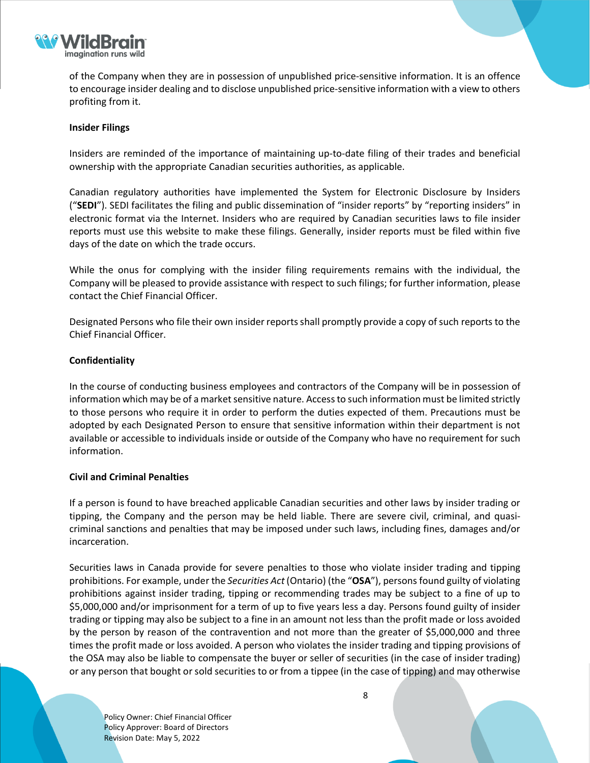of the Company when they are in possession of unpublished price-sensitive information. It is an offence to encourage insider dealing and to disclose unpublished price-sensitive information with a view to others profiting from it.

**Insider Filings**

Insiders are reminded of the importance of maintaining up-to-date filing of their trades and beneficial ownership with the appropriate Canadian securities authorities, as applicable.

Canadian regulatory authorities have implemented the System for Electronic Disclosure by Insiders ("**SEDI**"). SEDI facilitates the filing and public dissemination of "insider reports" by "reporting insiders" in electronic format via the Internet. Insiders who are required by Canadian securities laws to file insider reports must use this website to make these filings. Generally, insider reports must be filed within five days of the date on which the trade occurs.

While the onus for complying with the insider filing requirements remains with the individual, the Company will be pleased to provide assistance with respect to such filings; for further information, please contact the Chief Financial Officer.

Designated Persons who file their own insider reports shall promptly provide a copy of such reports to the Chief Financial Officer.

**Confidentiality**

In the course of conducting business employees and contractors of the Company will be in possession of information which may be of a market sensitive nature. Access to such information must be limited strictly to those persons who require it in order to perform the duties expected of them. Precautions must be adopted by each Designated Person to ensure that sensitive information within their department is not available or accessible to individuals inside or outside of the Company who have no requirement for such information.

**Civil and Criminal Penalties**

If a person is found to have breached applicable Canadian securities and other laws by insider trading or tipping, the Company and the person may be held liable. There are severe civil, criminal, and quasi-criminal sanctions and penalties that may be imposed under such laws, including fines, damages and/or incarceration.

Securities laws in Canada provide for severe penalties to those who violate insider trading and tipping prohibitions. For example, under the *Securities Act* (Ontario) (the "**OSA**"), persons found guilty of violating prohibitions against insider trading, tipping or recommending trades may be subject to a fine of up to $5,000,000 and/or imprisonment for a term of up to five years less a day. Persons found guilty of insider trading or tipping may also be subject to a fine in an amount not less than the profit made or loss avoided by the person by reason of the contravention and not more than the greater of $5,000,000 and three times the profit made or loss avoided. A person who violates the insider trading and tipping provisions of the OSA may also be liable to compensate the buyer or seller of securities (in the case of insider trading) or any person that bought or sold securities to or from a tippee (in the case of tipping) and may otherwise

Policy Owner: Chief Financial Officer
Policy Approver: Board of Directors
Revision Date: May 5, 2022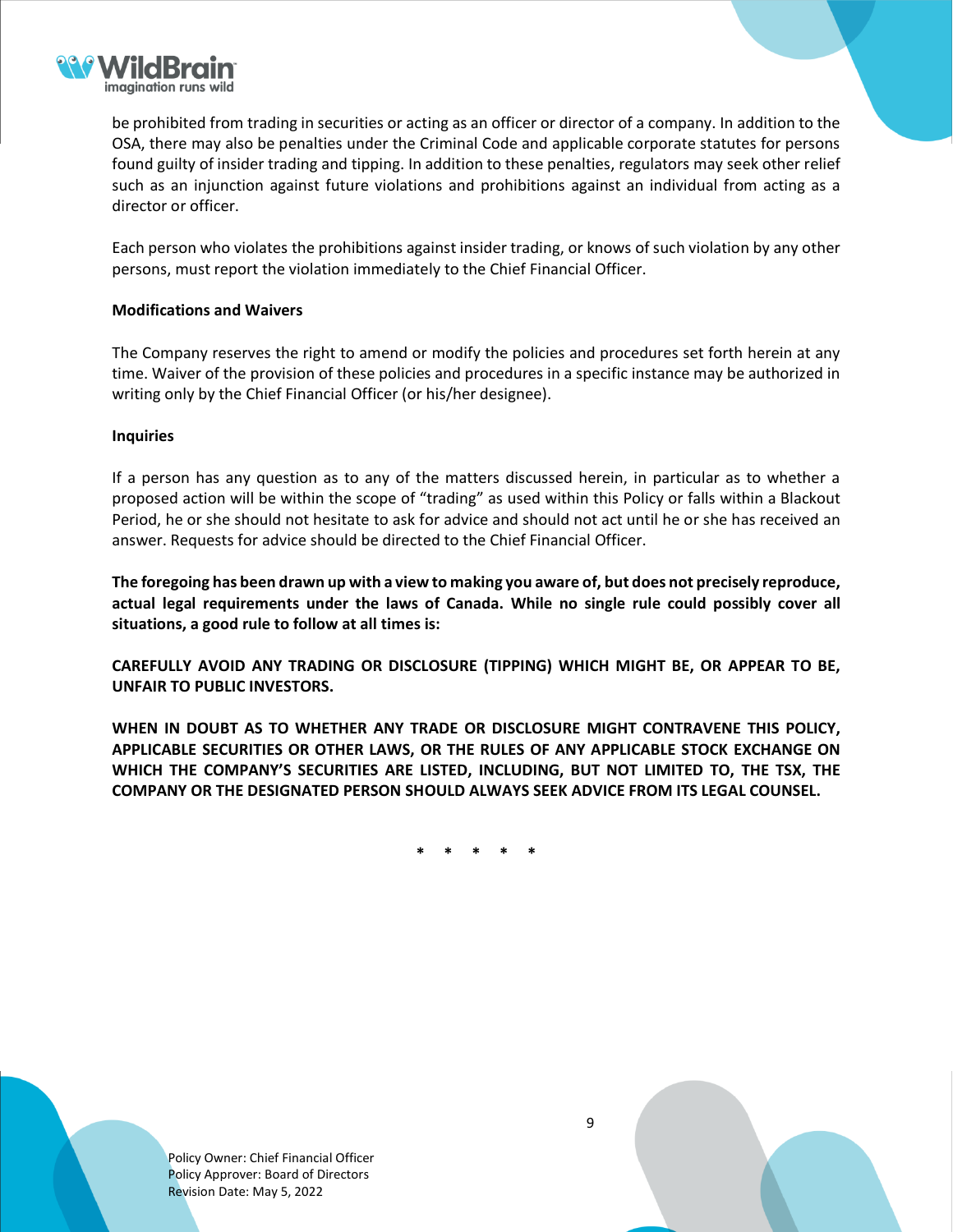be prohibited from trading in securities or acting as an officer or director of a company. In addition to the OSA, there may also be penalties under the Criminal Code and applicable corporate statutes for persons found guilty of insider trading and tipping. In addition to these penalties, regulators may seek other relief such as an injunction against future violations and prohibitions against an individual from acting as a director or officer.

Each person who violates the prohibitions against insider trading, or knows of such violation by any other persons, must report the violation immediately to the Chief Financial Officer.

**Modifications and Waivers**

The Company reserves the right to amend or modify the policies and procedures set forth herein at any time. Waiver of the provision of these policies and procedures in a specific instance may be authorized in writing only by the Chief Financial Officer (or his/her designee).

**Inquiries**

If a person has any question as to any of the matters discussed herein, in particular as to whether a proposed action will be within the scope of "trading" as used within this Policy or falls within a Blackout Period, he or she should not hesitate to ask for advice and should not act until he or she has received an answer. Requests for advice should be directed to the Chief Financial Officer.

**The foregoing has been drawn up with a view to making you aware of, but does not precisely reproduce, actual legal requirements under the laws of Canada. While no single rule could possibly cover all situations, a good rule to follow at all times is:**

**CAREFULLY AVOID ANY TRADING OR DISCLOSURE (TIPPING) WHICH MIGHT BE, OR APPEAR TO BE, UNFAIR TO PUBLIC INVESTORS.**

**WHEN IN DOUBT AS TO WHETHER ANY TRADE OR DISCLOSURE MIGHT CONTRAVENE THIS POLICY, APPLICABLE SECURITIES OR OTHER LAWS, OR THE RULES OF ANY APPLICABLE STOCK EXCHANGE ON WHICH THE COMPANY'S SECURITIES ARE LISTED, INCLUDING, BUT NOT LIMITED TO, THE TSX, THE COMPANY OR THE DESIGNATED PERSON SHOULD ALWAYS SEEK ADVICE FROM ITS LEGAL COUNSEL.**

\* \* \* \* \*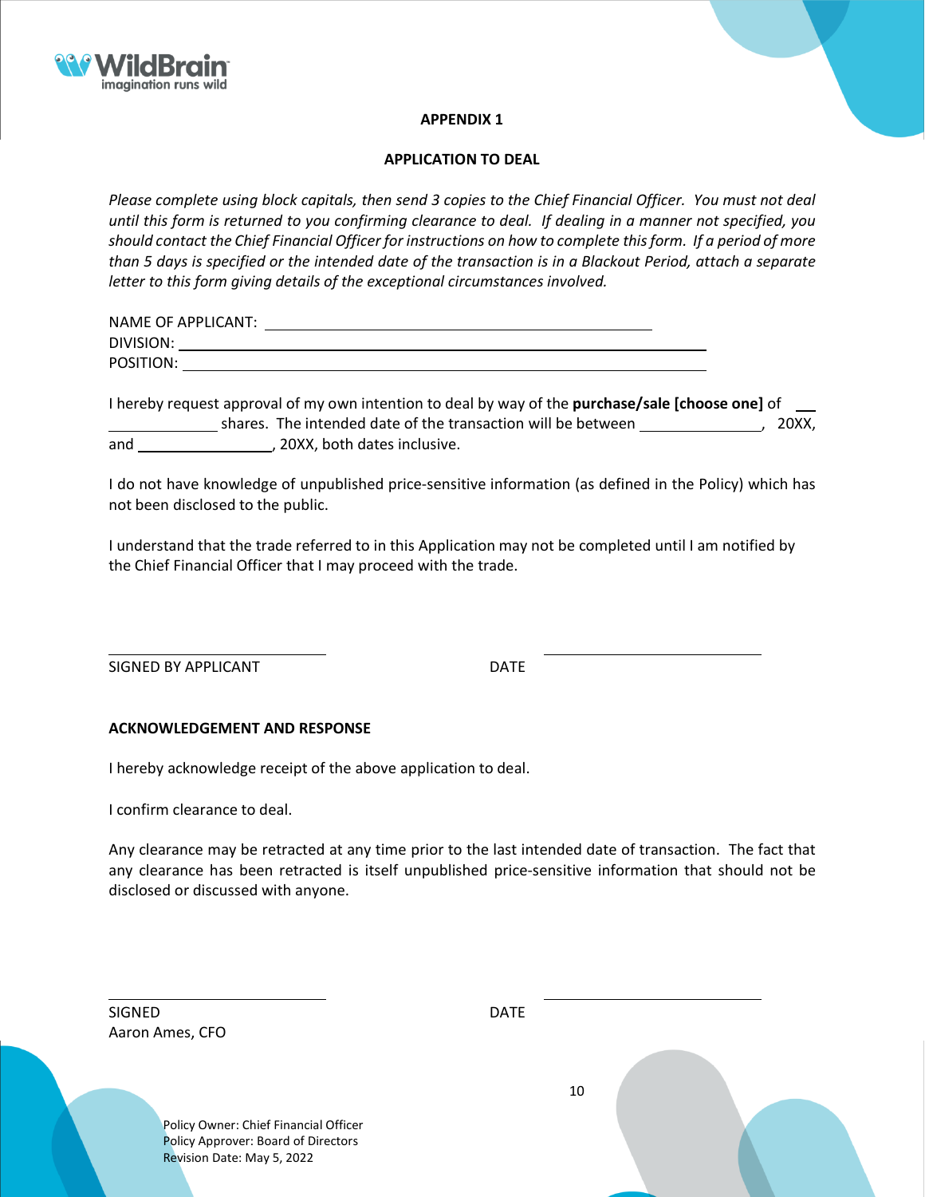# APPENDIX 1

## APPLICATION TO DEAL

*Please complete using block capitals, then send 3 copies to the Chief Financial Officer. You must not deal until this form is returned to you confirming clearance to deal. If dealing in a manner not specified, you should contact the Chief Financial Officer for instructions on how to complete this form. If a period of more than 5 days is specified or the intended date of the transaction is in a Blackout Period, attach a separate letter to this form giving details of the exceptional circumstances involved.*

NAME OF APPLICANT: ______________________________________________

DIVISION: ____________________________________________________________

POSITION: ____________________________________________________________

I hereby request approval of my own intention to deal by way of the **purchase/sale [choose one]** of ______________ shares. The intended date of the transaction will be between ______________, 20XX, and ________________, 20XX, both dates inclusive.

I do not have knowledge of unpublished price-sensitive information (as defined in the Policy) which has not been disclosed to the public.

I understand that the trade referred to in this Application may not be completed until I am notified by the Chief Financial Officer that I may proceed with the trade.

_________________________ &nbsp;&nbsp;&nbsp;&nbsp;&nbsp;&nbsp;&nbsp;&nbsp;&nbsp;&nbsp;&nbsp;&nbsp;&nbsp;&nbsp;&nbsp;&nbsp;&nbsp;&nbsp;&nbsp;&nbsp; _________________________

SIGNED BY APPLICANT &nbsp;&nbsp;&nbsp;&nbsp;&nbsp;&nbsp;&nbsp;&nbsp;&nbsp;&nbsp;&nbsp;&nbsp;&nbsp;&nbsp;&nbsp;&nbsp;&nbsp;&nbsp;&nbsp;&nbsp; DATE

**ACKNOWLEDGEMENT AND RESPONSE**

I hereby acknowledge receipt of the above application to deal.

I confirm clearance to deal.

Any clearance may be retracted at any time prior to the last intended date of transaction. The fact that any clearance has been retracted is itself unpublished price-sensitive information that should not be disclosed or discussed with anyone.

_________________________ &nbsp;&nbsp;&nbsp;&nbsp;&nbsp;&nbsp;&nbsp;&nbsp;&nbsp;&nbsp;&nbsp;&nbsp;&nbsp;&nbsp;&nbsp;&nbsp;&nbsp;&nbsp;&nbsp;&nbsp; _________________________

SIGNED &nbsp;&nbsp;&nbsp;&nbsp;&nbsp;&nbsp;&nbsp;&nbsp;&nbsp;&nbsp;&nbsp;&nbsp;&nbsp;&nbsp;&nbsp;&nbsp;&nbsp;&nbsp;&nbsp;&nbsp; DATE
Aaron Ames, CFO

Policy Owner: Chief Financial Officer
Policy Approver: Board of Directors
Revision Date: May 5, 2022